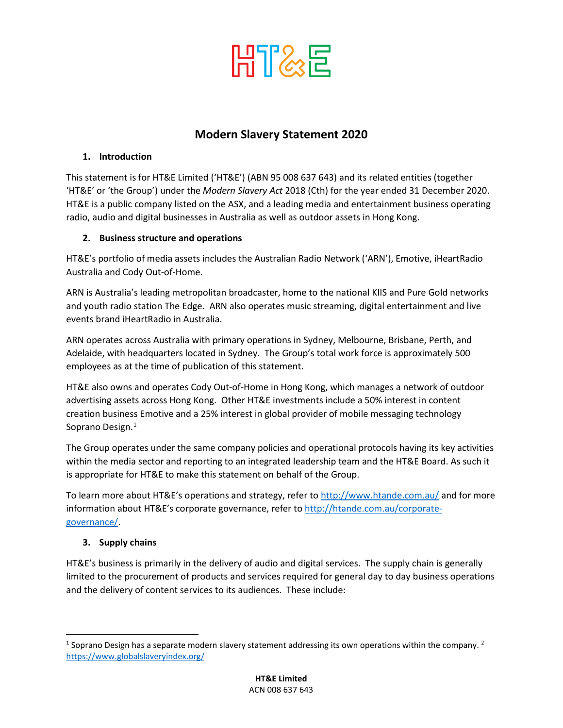# Modern Slavery Statement 2020

## 1. Introduction

This statement is for HT&E Limited ('HT&E') (ABN 95 008 637 643) and its related entities (together 'HT&E' or 'the Group') under the *Modern Slavery Act* 2018 (Cth) for the year ended 31 December 2020. HT&E is a public company listed on the ASX, and a leading media and entertainment business operating radio, audio and digital businesses in Australia as well as outdoor assets in Hong Kong.

## 2. Business structure and operations

HT&E's portfolio of media assets includes the Australian Radio Network ('ARN'), Emotive, iHeartRadio Australia and Cody Out-of-Home.

ARN is Australia's leading metropolitan broadcaster, home to the national KIIS and Pure Gold networks and youth radio station The Edge. ARN also operates music streaming, digital entertainment and live events brand iHeartRadio in Australia.

ARN operates across Australia with primary operations in Sydney, Melbourne, Brisbane, Perth, and Adelaide, with headquarters located in Sydney. The Group's total work force is approximately 500 employees as at the time of publication of this statement.

HT&E also owns and operates Cody Out-of-Home in Hong Kong, which manages a network of outdoor advertising assets across Hong Kong. Other HT&E investments include a 50% interest in content creation business Emotive and a 25% interest in global provider of mobile messaging technology Soprano Design.[1]

The Group operates under the same company policies and operational protocols having its key activities within the media sector and reporting to an integrated leadership team and the HT&E Board. As such it is appropriate for HT&E to make this statement on behalf of the Group.

To learn more about HT&E's operations and strategy, refer to [http://www.htande.com.au/](http://www.htande.com.au/) and for more information about HT&E's corporate governance, refer to [http://htande.com.au/corporate-governance/](http://htande.com.au/corporate-governance/).

## 3. Supply chains

HT&E's business is primarily in the delivery of audio and digital services. The supply chain is generally limited to the procurement of products and services required for general day to day business operations and the delivery of content services to its audiences. These include:

---

[1] Soprano Design has a separate modern slavery statement addressing its own operations within the company. [2] [https://www.globalslaveryindex.org/](https://www.globalslaveryindex.org/)

**HT&E Limited**
ACN 008 637 643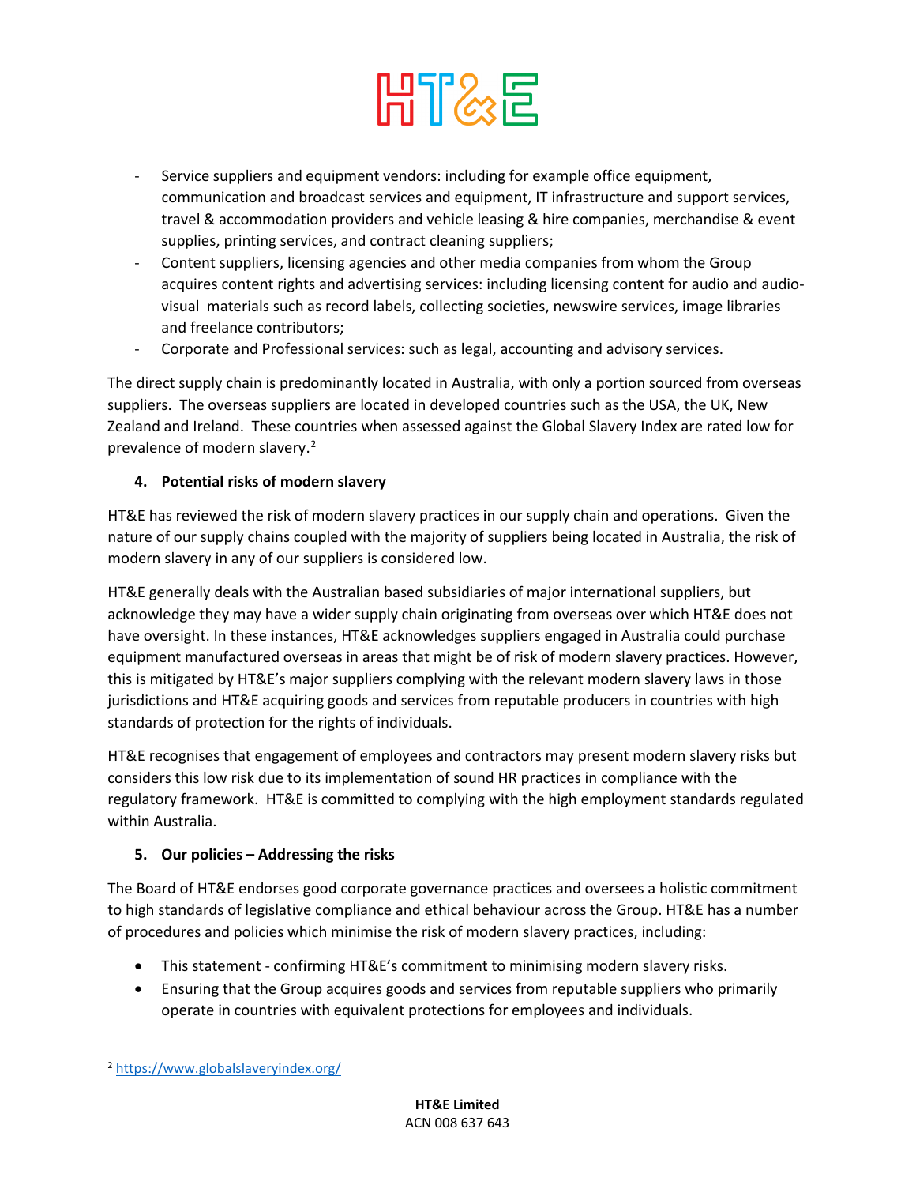- Service suppliers and equipment vendors: including for example office equipment, communication and broadcast services and equipment, IT infrastructure and support services, travel & accommodation providers and vehicle leasing & hire companies, merchandise & event supplies, printing services, and contract cleaning suppliers;
- Content suppliers, licensing agencies and other media companies from whom the Group acquires content rights and advertising services: including licensing content for audio and audio-visual materials such as record labels, collecting societies, newswire services, image libraries and freelance contributors;
- Corporate and Professional services: such as legal, accounting and advisory services.

The direct supply chain is predominantly located in Australia, with only a portion sourced from overseas suppliers. The overseas suppliers are located in developed countries such as the USA, the UK, New Zealand and Ireland. These countries when assessed against the Global Slavery Index are rated low for prevalence of modern slavery.[2]

### 4. Potential risks of modern slavery

HT&E has reviewed the risk of modern slavery practices in our supply chain and operations. Given the nature of our supply chains coupled with the majority of suppliers being located in Australia, the risk of modern slavery in any of our suppliers is considered low.

HT&E generally deals with the Australian based subsidiaries of major international suppliers, but acknowledge they may have a wider supply chain originating from overseas over which HT&E does not have oversight. In these instances, HT&E acknowledges suppliers engaged in Australia could purchase equipment manufactured overseas in areas that might be of risk of modern slavery practices. However, this is mitigated by HT&E's major suppliers complying with the relevant modern slavery laws in those jurisdictions and HT&E acquiring goods and services from reputable producers in countries with high standards of protection for the rights of individuals.

HT&E recognises that engagement of employees and contractors may present modern slavery risks but considers this low risk due to its implementation of sound HR practices in compliance with the regulatory framework. HT&E is committed to complying with the high employment standards regulated within Australia.

### 5. Our policies – Addressing the risks

The Board of HT&E endorses good corporate governance practices and oversees a holistic commitment to high standards of legislative compliance and ethical behaviour across the Group. HT&E has a number of procedures and policies which minimise the risk of modern slavery practices, including:

- This statement - confirming HT&E's commitment to minimising modern slavery risks.
- Ensuring that the Group acquires goods and services from reputable suppliers who primarily operate in countries with equivalent protections for employees and individuals.

[2] https://www.globalslaveryindex.org/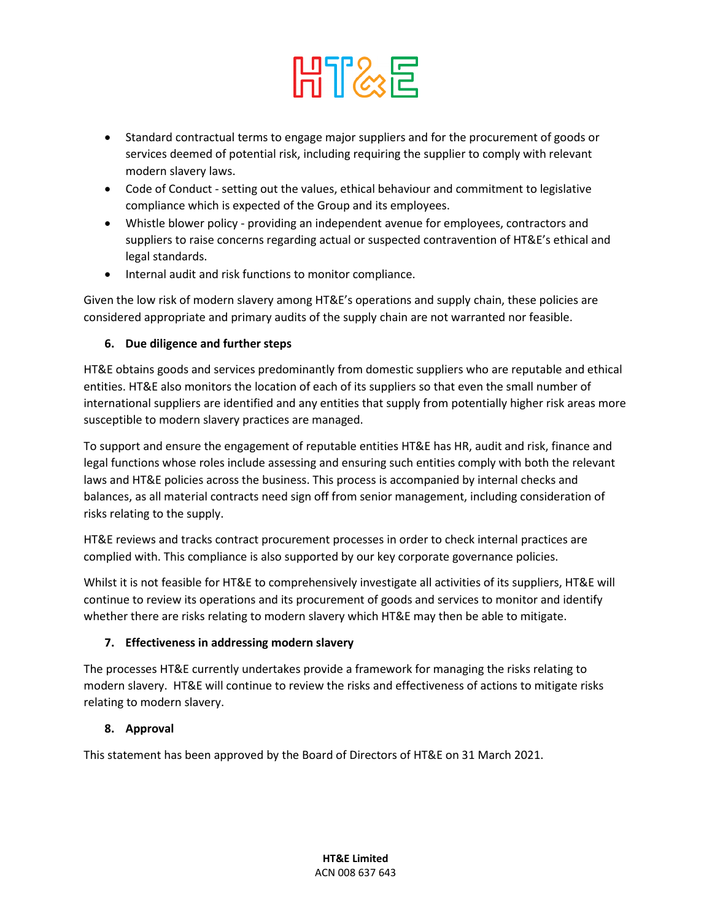- Standard contractual terms to engage major suppliers and for the procurement of goods or services deemed of potential risk, including requiring the supplier to comply with relevant modern slavery laws.
- Code of Conduct - setting out the values, ethical behaviour and commitment to legislative compliance which is expected of the Group and its employees.
- Whistle blower policy - providing an independent avenue for employees, contractors and suppliers to raise concerns regarding actual or suspected contravention of HT&E's ethical and legal standards.
- Internal audit and risk functions to monitor compliance.

Given the low risk of modern slavery among HT&E's operations and supply chain, these policies are considered appropriate and primary audits of the supply chain are not warranted nor feasible.

## 6. Due diligence and further steps

HT&E obtains goods and services predominantly from domestic suppliers who are reputable and ethical entities. HT&E also monitors the location of each of its suppliers so that even the small number of international suppliers are identified and any entities that supply from potentially higher risk areas more susceptible to modern slavery practices are managed.

To support and ensure the engagement of reputable entities HT&E has HR, audit and risk, finance and legal functions whose roles include assessing and ensuring such entities comply with both the relevant laws and HT&E policies across the business. This process is accompanied by internal checks and balances, as all material contracts need sign off from senior management, including consideration of risks relating to the supply.

HT&E reviews and tracks contract procurement processes in order to check internal practices are complied with. This compliance is also supported by our key corporate governance policies.

Whilst it is not feasible for HT&E to comprehensively investigate all activities of its suppliers, HT&E will continue to review its operations and its procurement of goods and services to monitor and identify whether there are risks relating to modern slavery which HT&E may then be able to mitigate.

## 7. Effectiveness in addressing modern slavery

The processes HT&E currently undertakes provide a framework for managing the risks relating to modern slavery. HT&E will continue to review the risks and effectiveness of actions to mitigate risks relating to modern slavery.

## 8. Approval

This statement has been approved by the Board of Directors of HT&E on 31 March 2021.